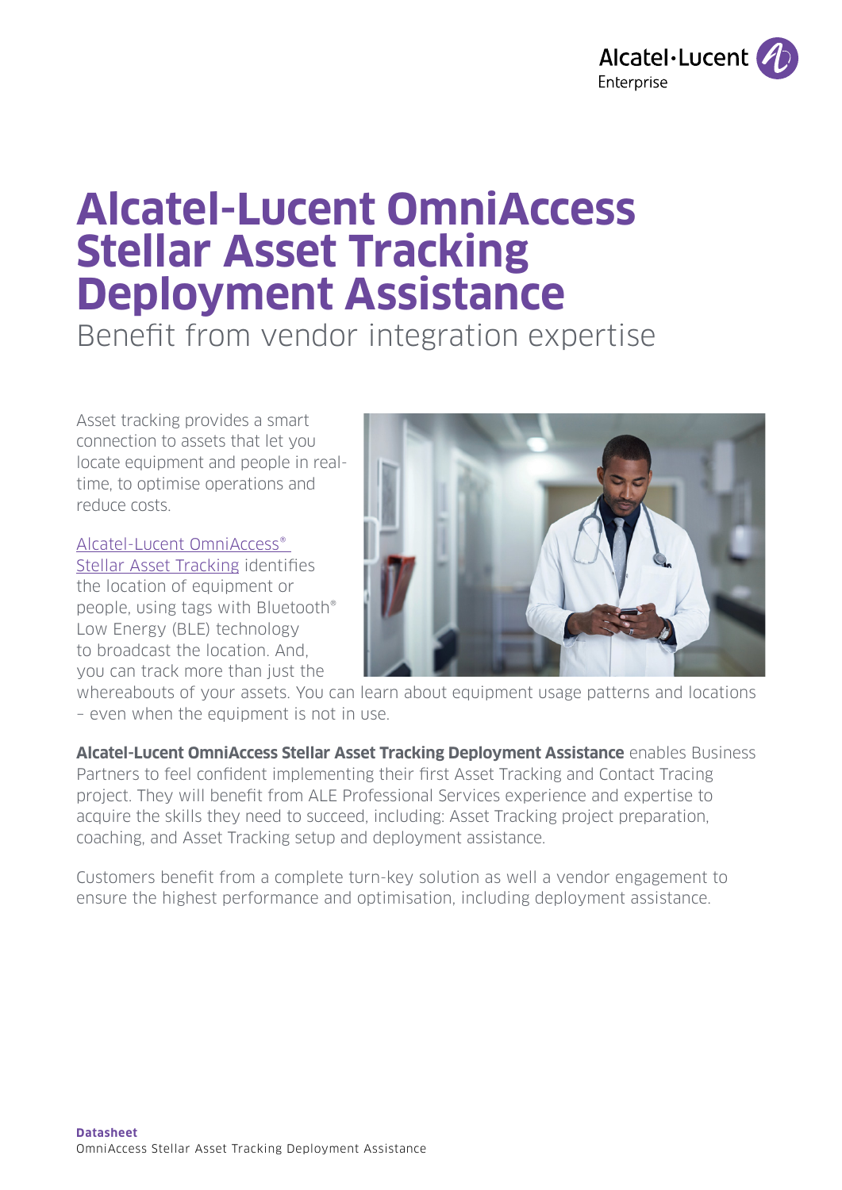# Alcatel-Lucent OmniAccess Stellar Asset Tracking Deployment Assistance

## Benefit from vendor integration expertise

Asset tracking provides a smart connection to assets that let you locate equipment and people in real-time, to optimise operations and reduce costs.

Alcatel-Lucent OmniAccess® Stellar Asset Tracking identifies the location of equipment or people, using tags with Bluetooth® Low Energy (BLE) technology to broadcast the location. And, you can track more than just the whereabouts of your assets. You can learn about equipment usage patterns and locations – even when the equipment is not in use.

**Alcatel-Lucent OmniAccess Stellar Asset Tracking Deployment Assistance** enables Business Partners to feel confident implementing their first Asset Tracking and Contact Tracing project. They will benefit from ALE Professional Services experience and expertise to acquire the skills they need to succeed, including: Asset Tracking project preparation, coaching, and Asset Tracking setup and deployment assistance.

Customers benefit from a complete turn-key solution as well a vendor engagement to ensure the highest performance and optimisation, including deployment assistance.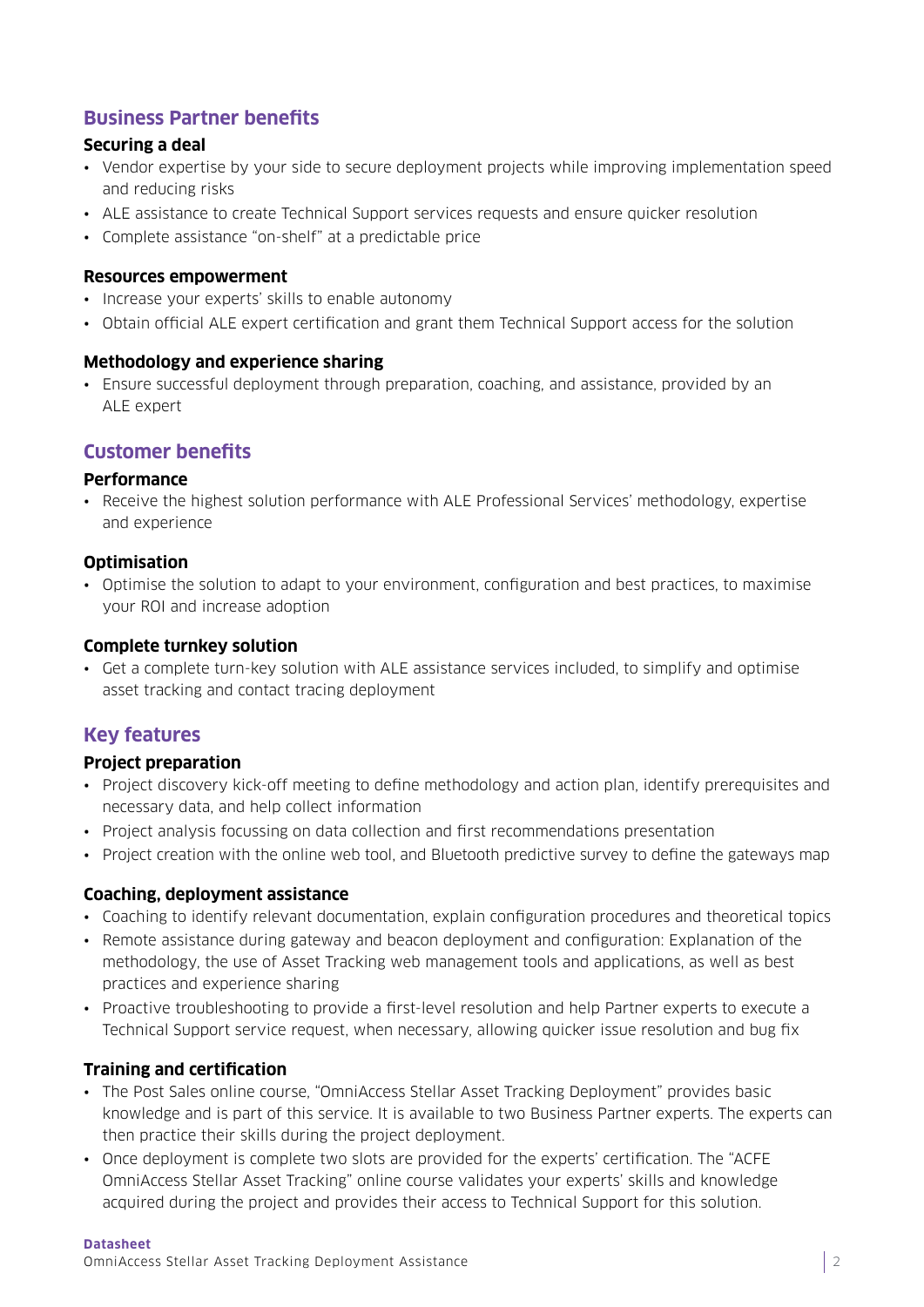## Business Partner benefits

### Securing a deal

- Vendor expertise by your side to secure deployment projects while improving implementation speed and reducing risks
- ALE assistance to create Technical Support services requests and ensure quicker resolution
- Complete assistance "on-shelf" at a predictable price

### Resources empowerment

- Increase your experts' skills to enable autonomy
- Obtain official ALE expert certification and grant them Technical Support access for the solution

### Methodology and experience sharing

- Ensure successful deployment through preparation, coaching, and assistance, provided by an ALE expert

## Customer benefits

### Performance

- Receive the highest solution performance with ALE Professional Services' methodology, expertise and experience

### Optimisation

- Optimise the solution to adapt to your environment, configuration and best practices, to maximise your ROI and increase adoption

### Complete turnkey solution

- Get a complete turn-key solution with ALE assistance services included, to simplify and optimise asset tracking and contact tracing deployment

## Key features

### Project preparation

- Project discovery kick-off meeting to define methodology and action plan, identify prerequisites and necessary data, and help collect information
- Project analysis focussing on data collection and first recommendations presentation
- Project creation with the online web tool, and Bluetooth predictive survey to define the gateways map

### Coaching, deployment assistance

- Coaching to identify relevant documentation, explain configuration procedures and theoretical topics
- Remote assistance during gateway and beacon deployment and configuration: Explanation of the methodology, the use of Asset Tracking web management tools and applications, as well as best practices and experience sharing
- Proactive troubleshooting to provide a first-level resolution and help Partner experts to execute a Technical Support service request, when necessary, allowing quicker issue resolution and bug fix

### Training and certification

- The Post Sales online course, "OmniAccess Stellar Asset Tracking Deployment" provides basic knowledge and is part of this service. It is available to two Business Partner experts. The experts can then practice their skills during the project deployment.
- Once deployment is complete two slots are provided for the experts' certification. The "ACFE OmniAccess Stellar Asset Tracking" online course validates your experts' skills and knowledge acquired during the project and provides their access to Technical Support for this solution.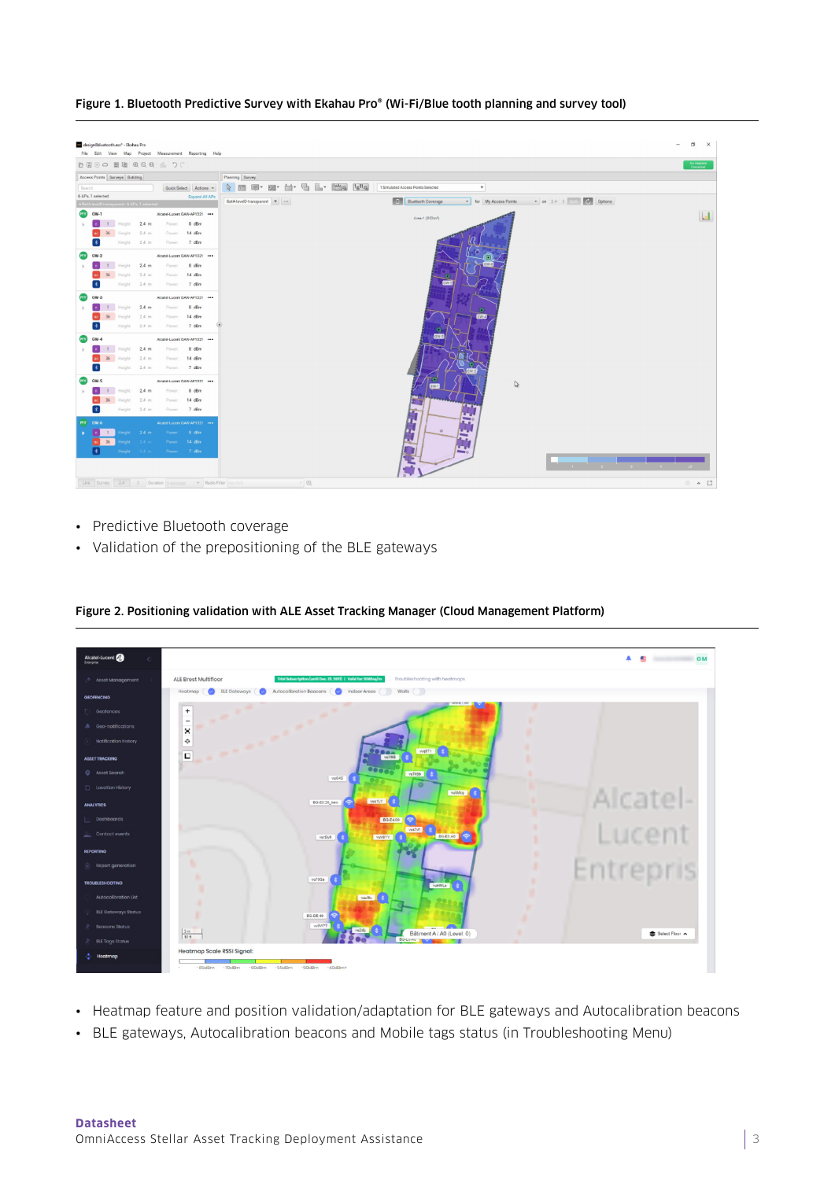**Figure 1. Bluetooth Predictive Survey with Ekahau Pro® (Wi-Fi/Blue tooth planning and survey tool)**

- Predictive Bluetooth coverage
- Validation of the prepositioning of the BLE gateways

**Figure 2. Positioning validation with ALE Asset Tracking Manager (Cloud Management Platform)**

- Heatmap feature and position validation/adaptation for BLE gateways and Autocalibration beacons
- BLE gateways, Autocalibration beacons and Mobile tags status (in Troubleshooting Menu)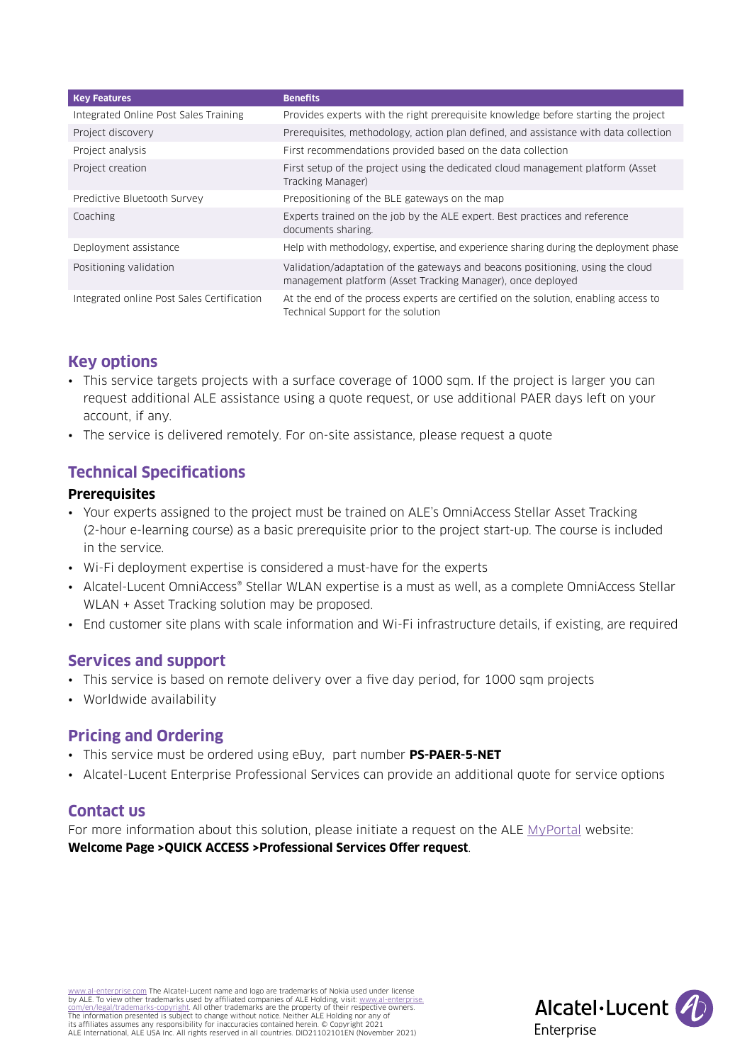| Key Features | Benefits |
|---|---|
| Integrated Online Post Sales Training | Provides experts with the right prerequisite knowledge before starting the project |
| Project discovery | Prerequisites, methodology, action plan defined, and assistance with data collection |
| Project analysis | First recommendations provided based on the data collection |
| Project creation | First setup of the project using the dedicated cloud management platform (Asset Tracking Manager) |
| Predictive Bluetooth Survey | Prepositioning of the BLE gateways on the map |
| Coaching | Experts trained on the job by the ALE expert. Best practices and reference documents sharing. |
| Deployment assistance | Help with methodology, expertise, and experience sharing during the deployment phase |
| Positioning validation | Validation/adaptation of the gateways and beacons positioning, using the cloud management platform (Asset Tracking Manager), once deployed |
| Integrated online Post Sales Certification | At the end of the process experts are certified on the solution, enabling access to Technical Support for the solution |

## Key options

- This service targets projects with a surface coverage of 1000 sqm. If the project is larger you can request additional ALE assistance using a quote request, or use additional PAER days left on your account, if any.
- The service is delivered remotely. For on-site assistance, please request a quote

## Technical Specifications

### Prerequisites

- Your experts assigned to the project must be trained on ALE's OmniAccess Stellar Asset Tracking (2-hour e-learning course) as a basic prerequisite prior to the project start-up. The course is included in the service.
- Wi-Fi deployment expertise is considered a must-have for the experts
- Alcatel-Lucent OmniAccess® Stellar WLAN expertise is a must as well, as a complete OmniAccess Stellar WLAN + Asset Tracking solution may be proposed.
- End customer site plans with scale information and Wi-Fi infrastructure details, if existing, are required

## Services and support

- This service is based on remote delivery over a five day period, for 1000 sqm projects
- Worldwide availability

## Pricing and Ordering

- This service must be ordered using eBuy, part number **PS-PAER-5-NET**
- Alcatel-Lucent Enterprise Professional Services can provide an additional quote for service options

## Contact us

For more information about this solution, please initiate a request on the ALE MyPortal website: **Welcome Page >QUICK ACCESS >Professional Services Offer request**.

www.al-enterprise.com The Alcatel-Lucent name and logo are trademarks of Nokia used under license by ALE. To view other trademarks used by affiliated companies of ALE Holding, visit: www.al-enterprise.com/en/legal/trademarks-copyright. All other trademarks are the property of their respective owners. The information presented is subject to change without notice. Neither ALE Holding nor any of its affiliates assumes any responsibility for inaccuracies contained herein. © Copyright 2021 ALE International, ALE USA Inc. All rights reserved in all countries. DID21102101EN (November 2021)

Alcatel·Lucent Enterprise